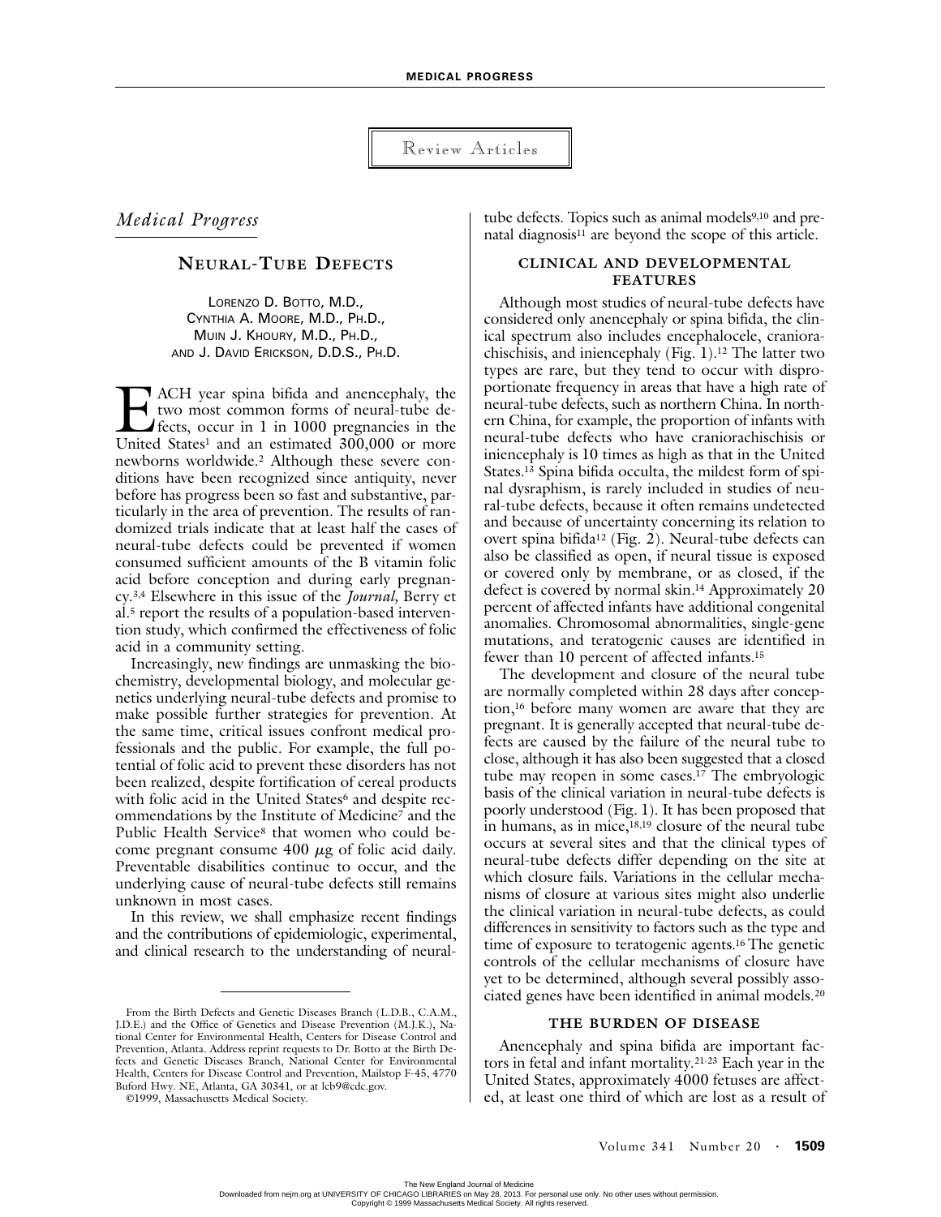Review Articles

## *Medical Progress*

# Neural-Tube Defects

LORENZO D. BOTTO, M.D., CYNTHIA A. MOORE, M.D., PH.D., MUIN J. KHOURY, M.D., PH.D., AND J. DAVID ERICKSON, D.D.S., PH.D.

EACH year spina bifida and anencephaly, the two most common forms of neural-tube defects, occur in 1 in 1000 pregnancies in the United States[1] and an estimated 300,000 or more newborns worldwide.[2] Although these severe conditions have been recognized since antiquity, never before has progress been so fast and substantive, particularly in the area of prevention. The results of randomized trials indicate that at least half the cases of neural-tube defects could be prevented if women consumed sufficient amounts of the B vitamin folic acid before conception and during early pregnancy.[3,4] Elsewhere in this issue of the *Journal,* Berry et al.[5] report the results of a population-based intervention study, which confirmed the effectiveness of folic acid in a community setting.

Increasingly, new findings are unmasking the biochemistry, developmental biology, and molecular genetics underlying neural-tube defects and promise to make possible further strategies for prevention. At the same time, critical issues confront medical professionals and the public. For example, the full potential of folic acid to prevent these disorders has not been realized, despite fortification of cereal products with folic acid in the United States[6] and despite recommendations by the Institute of Medicine[7] and the Public Health Service[8] that women who could become pregnant consume 400 μg of folic acid daily. Preventable disabilities continue to occur, and the underlying cause of neural-tube defects still remains unknown in most cases.

In this review, we shall emphasize recent findings and the contributions of epidemiologic, experimental, and clinical research to the understanding of neural-tube defects. Topics such as animal models[9,10] and prenatal diagnosis[11] are beyond the scope of this article.

From the Birth Defects and Genetic Diseases Branch (L.D.B., C.A.M., J.D.E.) and the Office of Genetics and Disease Prevention (M.J.K.), National Center for Environmental Health, Centers for Disease Control and Prevention, Atlanta. Address reprint requests to Dr. Botto at the Birth Defects and Genetic Diseases Branch, National Center for Environmental Health, Centers for Disease Control and Prevention, Mailstop F-45, 4770 Buford Hwy. NE, Atlanta, GA 30341, or at lcb9@cdc.gov.

©1999, Massachusetts Medical Society.

## CLINICAL AND DEVELOPMENTAL FEATURES

Although most studies of neural-tube defects have considered only anencephaly or spina bifida, the clinical spectrum also includes encephalocele, craniorachischisis, and iniencephaly (Fig. 1).[12] The latter two types are rare, but they tend to occur with disproportionate frequency in areas that have a high rate of neural-tube defects, such as northern China. In northern China, for example, the proportion of infants with neural-tube defects who have craniorachischisis or iniencephaly is 10 times as high as that in the United States.[13] Spina bifida occulta, the mildest form of spinal dysraphism, is rarely included in studies of neural-tube defects, because it often remains undetected and because of uncertainty concerning its relation to overt spina bifida[12] (Fig. 2). Neural-tube defects can also be classified as open, if neural tissue is exposed or covered only by membrane, or as closed, if the defect is covered by normal skin.[14] Approximately 20 percent of affected infants have additional congenital anomalies. Chromosomal abnormalities, single-gene mutations, and teratogenic causes are identified in fewer than 10 percent of affected infants.[15]

The development and closure of the neural tube are normally completed within 28 days after conception,[16] before many women are aware that they are pregnant. It is generally accepted that neural-tube defects are caused by the failure of the neural tube to close, although it has also been suggested that a closed tube may reopen in some cases.[17] The embryologic basis of the clinical variation in neural-tube defects is poorly understood (Fig. 1). It has been proposed that in humans, as in mice,[18,19] closure of the neural tube occurs at several sites and that the clinical types of neural-tube defects differ depending on the site at which closure fails. Variations in the cellular mechanisms of closure at various sites might also underlie the clinical variation in neural-tube defects, as could differences in sensitivity to factors such as the type and time of exposure to teratogenic agents.[16] The genetic controls of the cellular mechanisms of closure have yet to be determined, although several possibly associated genes have been identified in animal models.[20]

## THE BURDEN OF DISEASE

Anencephaly and spina bifida are important factors in fetal and infant mortality.[21-23] Each year in the United States, approximately 4000 fetuses are affected, at least one third of which are lost as a result of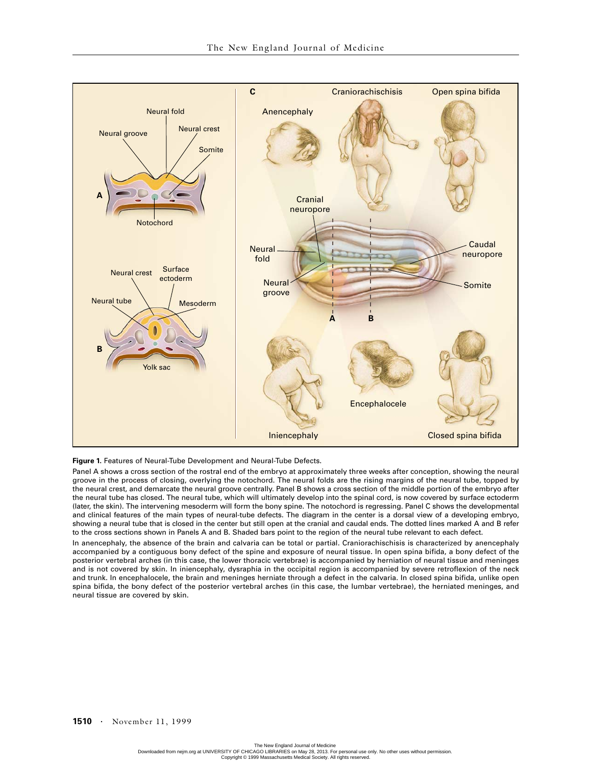**Figure 1.** Features of Neural-Tube Development and Neural-Tube Defects.

Panel A shows a cross section of the rostral end of the embryo at approximately three weeks after conception, showing the neural groove in the process of closing, overlying the notochord. The neural folds are the rising margins of the neural tube, topped by the neural crest, and demarcate the neural groove centrally. Panel B shows a cross section of the middle portion of the embryo after the neural tube has closed. The neural tube, which will ultimately develop into the spinal cord, is now covered by surface ectoderm (later, the skin). The intervening mesoderm will form the bony spine. The notochord is regressing. Panel C shows the developmental and clinical features of the main types of neural-tube defects. The diagram in the center is a dorsal view of a developing embryo, showing a neural tube that is closed in the center but still open at the cranial and caudal ends. The dotted lines marked A and B refer to the cross sections shown in Panels A and B. Shaded bars point to the region of the neural tube relevant to each defect.

In anencephaly, the absence of the brain and calvaria can be total or partial. Craniorachischisis is characterized by anencephaly accompanied by a contiguous bony defect of the spine and exposure of neural tissue. In open spina bifida, a bony defect of the posterior vertebral arches (in this case, the lower thoracic vertebrae) is accompanied by herniation of neural tissue and meninges and is not covered by skin. In iniencephaly, dysraphia in the occipital region is accompanied by severe retroflexion of the neck and trunk. In encephalocele, the brain and meninges herniate through a defect in the calvaria. In closed spina bifida, unlike open spina bifida, the bony defect of the posterior vertebral arches (in this case, the lumbar vertebrae), the herniated meninges, and neural tissue are covered by skin.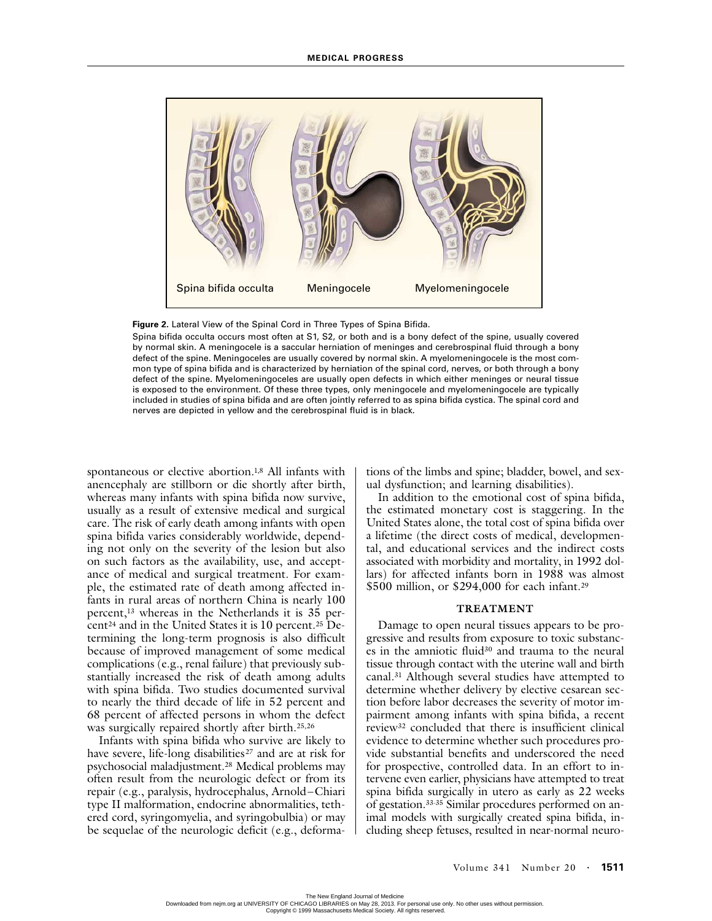Spina bifida occulta Meningocele Myelomeningocele

**Figure 2.** Lateral View of the Spinal Cord in Three Types of Spina Bifida.

Spina bifida occulta occurs most often at S1, S2, or both and is a bony defect of the spine, usually covered by normal skin. A meningocele is a saccular herniation of meninges and cerebrospinal fluid through a bony defect of the spine. Meningoceles are usually covered by normal skin. A myelomeningocele is the most common type of spina bifida and is characterized by herniation of the spinal cord, nerves, or both through a bony defect of the spine. Myelomeningoceles are usually open defects in which either meninges or neural tissue is exposed to the environment. Of these three types, only meningocele and myelomeningocele are typically included in studies of spina bifida and are often jointly referred to as spina bifida cystica. The spinal cord and nerves are depicted in yellow and the cerebrospinal fluid is in black.

spontaneous or elective abortion.[1,8] All infants with anencephaly are stillborn or die shortly after birth, whereas many infants with spina bifida now survive, usually as a result of extensive medical and surgical care. The risk of early death among infants with open spina bifida varies considerably worldwide, depending not only on the severity of the lesion but also on such factors as the availability, use, and acceptance of medical and surgical treatment. For example, the estimated rate of death among affected infants in rural areas of northern China is nearly 100 percent,[13] whereas in the Netherlands it is 35 percent[24] and in the United States it is 10 percent.[25] Determining the long-term prognosis is also difficult because of improved management of some medical complications (e.g., renal failure) that previously substantially increased the risk of death among adults with spina bifida. Two studies documented survival to nearly the third decade of life in 52 percent and 68 percent of affected persons in whom the defect was surgically repaired shortly after birth.[25,26]

Infants with spina bifida who survive are likely to have severe, life-long disabilities[27] and are at risk for psychosocial maladjustment.[28] Medical problems may often result from the neurologic defect or from its repair (e.g., paralysis, hydrocephalus, Arnold–Chiari type II malformation, endocrine abnormalities, tethered cord, syringomyelia, and syringobulbia) or may be sequelae of the neurologic deficit (e.g., deformations of the limbs and spine; bladder, bowel, and sexual dysfunction; and learning disabilities).

In addition to the emotional cost of spina bifida, the estimated monetary cost is staggering. In the United States alone, the total cost of spina bifida over a lifetime (the direct costs of medical, developmental, and educational services and the indirect costs associated with morbidity and mortality, in 1992 dollars) for affected infants born in 1988 was almost $500 million, or $294,000 for each infant.[29]

## TREATMENT

Damage to open neural tissues appears to be progressive and results from exposure to toxic substances in the amniotic fluid[30] and trauma to the neural tissue through contact with the uterine wall and birth canal.[31] Although several studies have attempted to determine whether delivery by elective cesarean section before labor decreases the severity of motor impairment among infants with spina bifida, a recent review[32] concluded that there is insufficient clinical evidence to determine whether such procedures provide substantial benefits and underscored the need for prospective, controlled data. In an effort to intervene even earlier, physicians have attempted to treat spina bifida surgically in utero as early as 22 weeks of gestation.[33-35] Similar procedures performed on animal models with surgically created spina bifida, including sheep fetuses, resulted in near-normal neuro-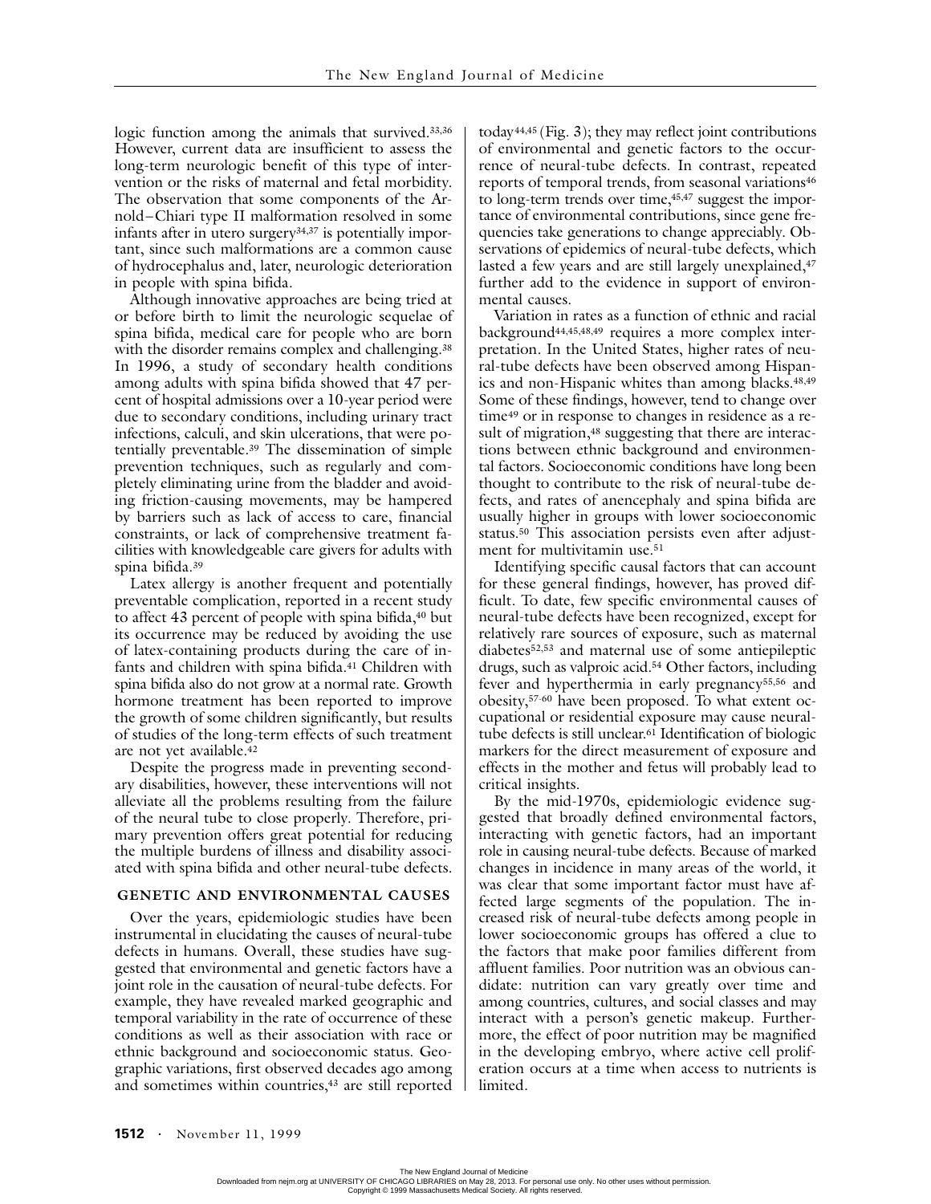logic function among the animals that survived.[33,36] However, current data are insufficient to assess the long-term neurologic benefit of this type of intervention or the risks of maternal and fetal morbidity. The observation that some components of the Arnold–Chiari type II malformation resolved in some infants after in utero surgery[34,37] is potentially important, since such malformations are a common cause of hydrocephalus and, later, neurologic deterioration in people with spina bifida.

Although innovative approaches are being tried at or before birth to limit the neurologic sequelae of spina bifida, medical care for people who are born with the disorder remains complex and challenging.[38] In 1996, a study of secondary health conditions among adults with spina bifida showed that 47 percent of hospital admissions over a 10-year period were due to secondary conditions, including urinary tract infections, calculi, and skin ulcerations, that were potentially preventable.[39] The dissemination of simple prevention techniques, such as regularly and completely eliminating urine from the bladder and avoiding friction-causing movements, may be hampered by barriers such as lack of access to care, financial constraints, or lack of comprehensive treatment facilities with knowledgeable care givers for adults with spina bifida.[39]

Latex allergy is another frequent and potentially preventable complication, reported in a recent study to affect 43 percent of people with spina bifida,[40] but its occurrence may be reduced by avoiding the use of latex-containing products during the care of infants and children with spina bifida.[41] Children with spina bifida also do not grow at a normal rate. Growth hormone treatment has been reported to improve the growth of some children significantly, but results of studies of the long-term effects of such treatment are not yet available.[42]

Despite the progress made in preventing secondary disabilities, however, these interventions will not alleviate all the problems resulting from the failure of the neural tube to close properly. Therefore, primary prevention offers great potential for reducing the multiple burdens of illness and disability associated with spina bifida and other neural-tube defects.

## GENETIC AND ENVIRONMENTAL CAUSES

Over the years, epidemiologic studies have been instrumental in elucidating the causes of neural-tube defects in humans. Overall, these studies have suggested that environmental and genetic factors have a joint role in the causation of neural-tube defects. For example, they have revealed marked geographic and temporal variability in the rate of occurrence of these conditions as well as their association with race or ethnic background and socioeconomic status. Geographic variations, first observed decades ago among and sometimes within countries,[43] are still reported today[44,45] (Fig. 3); they may reflect joint contributions of environmental and genetic factors to the occurrence of neural-tube defects. In contrast, repeated reports of temporal trends, from seasonal variations[46] to long-term trends over time,[45,47] suggest the importance of environmental contributions, since gene frequencies take generations to change appreciably. Observations of epidemics of neural-tube defects, which lasted a few years and are still largely unexplained,[47] further add to the evidence in support of environmental causes.

Variation in rates as a function of ethnic and racial background[44,45,48,49] requires a more complex interpretation. In the United States, higher rates of neural-tube defects have been observed among Hispanics and non-Hispanic whites than among blacks.[48,49] Some of these findings, however, tend to change over time[49] or in response to changes in residence as a result of migration,[48] suggesting that there are interactions between ethnic background and environmental factors. Socioeconomic conditions have long been thought to contribute to the risk of neural-tube defects, and rates of anencephaly and spina bifida are usually higher in groups with lower socioeconomic status.[50] This association persists even after adjustment for multivitamin use.[51]

Identifying specific causal factors that can account for these general findings, however, has proved difficult. To date, few specific environmental causes of neural-tube defects have been recognized, except for relatively rare sources of exposure, such as maternal diabetes[52,53] and maternal use of some antiepileptic drugs, such as valproic acid.[54] Other factors, including fever and hyperthermia in early pregnancy[55,56] and obesity,[57-60] have been proposed. To what extent occupational or residential exposure may cause neural-tube defects is still unclear.[61] Identification of biologic markers for the direct measurement of exposure and effects in the mother and fetus will probably lead to critical insights.

By the mid-1970s, epidemiologic evidence suggested that broadly defined environmental factors, interacting with genetic factors, had an important role in causing neural-tube defects. Because of marked changes in incidence in many areas of the world, it was clear that some important factor must have affected large segments of the population. The increased risk of neural-tube defects among people in lower socioeconomic groups has offered a clue to the factors that make poor families different from affluent families. Poor nutrition was an obvious candidate: nutrition can vary greatly over time and among countries, cultures, and social classes and may interact with a person's genetic makeup. Furthermore, the effect of poor nutrition may be magnified in the developing embryo, where active cell proliferation occurs at a time when access to nutrients is limited.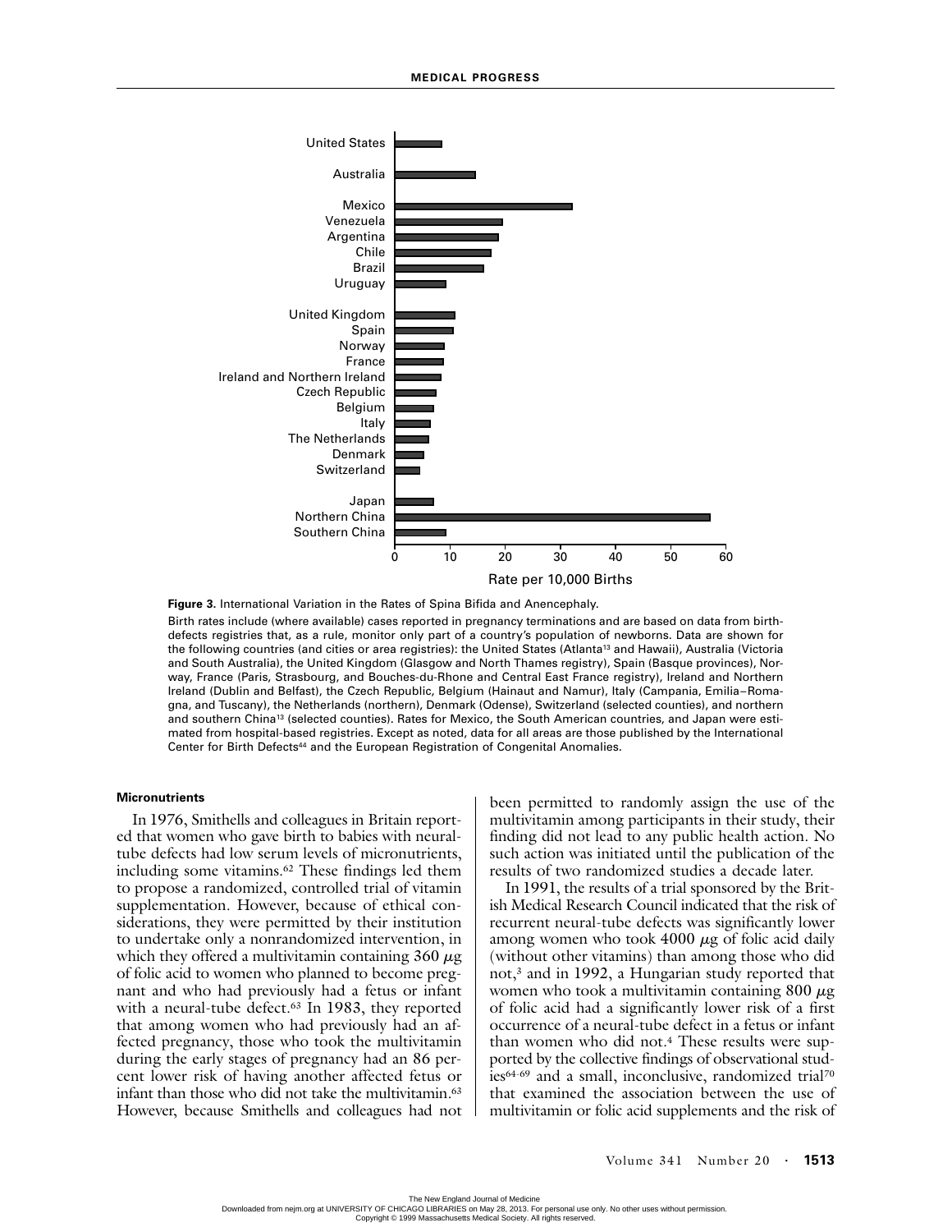**Figure 3.** International Variation in the Rates of Spina Bifida and Anencephaly.

Birth rates include (where available) cases reported in pregnancy terminations and are based on data from birth-defects registries that, as a rule, monitor only part of a country's population of newborns. Data are shown for the following countries (and cities or area registries): the United States (Atlanta[13] and Hawaii), Australia (Victoria and South Australia), the United Kingdom (Glasgow and North Thames registry), Spain (Basque provinces), Norway, France (Paris, Strasbourg, and Bouches-du-Rhone and Central East France registry), Ireland and Northern Ireland (Dublin and Belfast), the Czech Republic, Belgium (Hainaut and Namur), Italy (Campania, Emilia–Romagna, and Tuscany), the Netherlands (northern), Denmark (Odense), Switzerland (selected counties), and northern and southern China[13] (selected counties). Rates for Mexico, the South American countries, and Japan were estimated from hospital-based registries. Except as noted, data for all areas are those published by the International Center for Birth Defects[44] and the European Registration of Congenital Anomalies.

#### Micronutrients

In 1976, Smithells and colleagues in Britain reported that women who gave birth to babies with neural-tube defects had low serum levels of micronutrients, including some vitamins.[62] These findings led them to propose a randomized, controlled trial of vitamin supplementation. However, because of ethical considerations, they were permitted by their institution to undertake only a nonrandomized intervention, in which they offered a multivitamin containing 360 μg of folic acid to women who planned to become pregnant and who had previously had a fetus or infant with a neural-tube defect.[63] In 1983, they reported that among women who had previously had an affected pregnancy, those who took the multivitamin during the early stages of pregnancy had an 86 percent lower risk of having another affected fetus or infant than those who did not take the multivitamin.[63] However, because Smithells and colleagues had not been permitted to randomly assign the use of the multivitamin among participants in their study, their finding did not lead to any public health action. No such action was initiated until the publication of the results of two randomized studies a decade later.

In 1991, the results of a trial sponsored by the British Medical Research Council indicated that the risk of recurrent neural-tube defects was significantly lower among women who took 4000 μg of folic acid daily (without other vitamins) than among those who did not,[3] and in 1992, a Hungarian study reported that women who took a multivitamin containing 800 μg of folic acid had a significantly lower risk of a first occurrence of a neural-tube defect in a fetus or infant than women who did not.[4] These results were supported by the collective findings of observational studies[64-69] and a small, inconclusive, randomized trial[70] that examined the association between the use of multivitamin or folic acid supplements and the risk of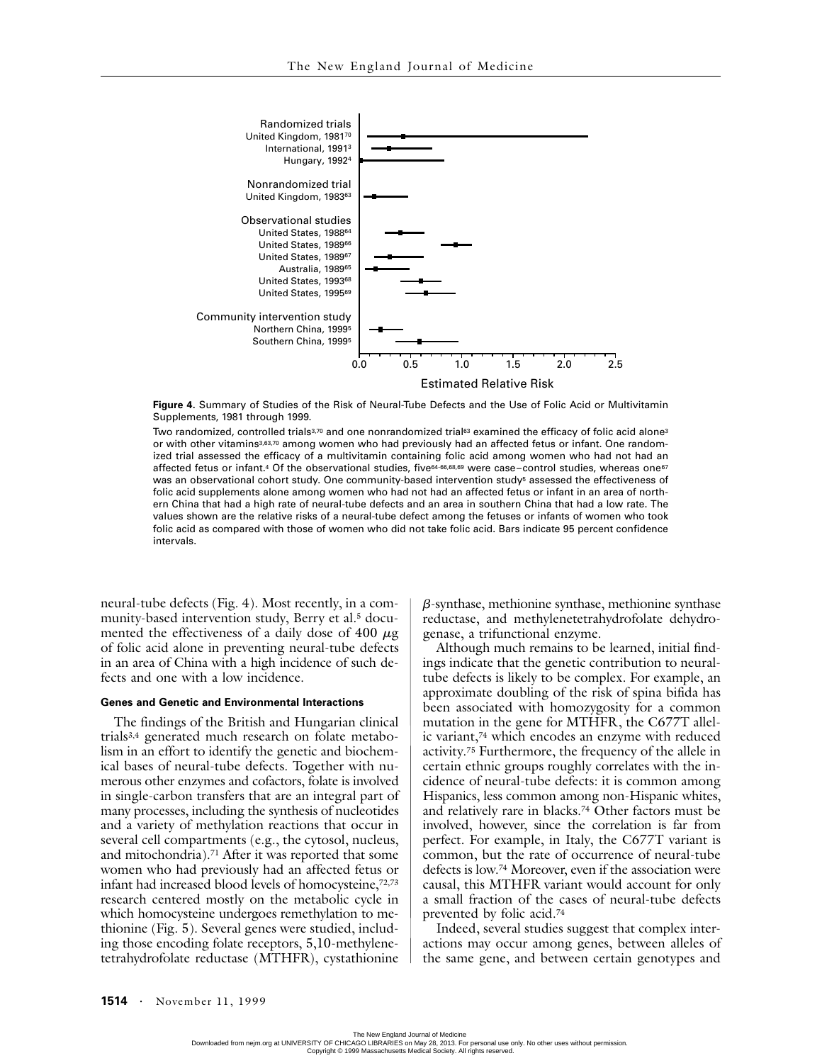Randomized trials
United Kingdom, 1981[70]
International, 1991[3]
Hungary, 1992[4]

Nonrandomized trial
United Kingdom, 1983[63]

Observational studies
United States, 1988[64]
United States, 1989[66]
United States, 1989[67]
Australia, 1989[65]
United States, 1993[68]
United States, 1995[69]

Community intervention study
Northern China, 1999[5]
Southern China, 1999[5]

0.0 0.5 1.0 1.5 2.0 2.5

Estimated Relative Risk

**Figure 4.** Summary of Studies of the Risk of Neural-Tube Defects and the Use of Folic Acid or Multivitamin Supplements, 1981 through 1999.

Two randomized, controlled trials[3,70] and one nonrandomized trial[63] examined the efficacy of folic acid alone[3] or with other vitamins[3,63,70] among women who had previously had an affected fetus or infant. One randomized trial assessed the efficacy of a multivitamin containing folic acid among women who had not had an affected fetus or infant.[4] Of the observational studies, five[64-66,68,69] were case–control studies, whereas one[67] was an observational cohort study. One community-based intervention study[5] assessed the effectiveness of folic acid supplements alone among women who had not had an affected fetus or infant in an area of northern China that had a high rate of neural-tube defects and an area in southern China that had a low rate. The values shown are the relative risks of a neural-tube defect among the fetuses or infants of women who took folic acid as compared with those of women who did not take folic acid. Bars indicate 95 percent confidence intervals.

neural-tube defects (Fig. 4). Most recently, in a community-based intervention study, Berry et al.[5] documented the effectiveness of a daily dose of 400 $\mu$g of folic acid alone in preventing neural-tube defects in an area of China with a high incidence of such defects and one with a low incidence.

#### Genes and Genetic and Environmental Interactions

The findings of the British and Hungarian clinical trials[3,4] generated much research on folate metabolism in an effort to identify the genetic and biochemical bases of neural-tube defects. Together with numerous other enzymes and cofactors, folate is involved in single-carbon transfers that are an integral part of many processes, including the synthesis of nucleotides and a variety of methylation reactions that occur in several cell compartments (e.g., the cytosol, nucleus, and mitochondria).[71] After it was reported that some women who had previously had an affected fetus or infant had increased blood levels of homocysteine,[72,73] research centered mostly on the metabolic cycle in which homocysteine undergoes remethylation to methionine (Fig. 5). Several genes were studied, including those encoding folate receptors, 5,10-methylenetetrahydrofolate reductase (MTHFR), cystathionine $\beta$-synthase, methionine synthase, methionine synthase reductase, and methylenetetrahydrofolate dehydrogenase, a trifunctional enzyme.

Although much remains to be learned, initial findings indicate that the genetic contribution to neural-tube defects is likely to be complex. For example, an approximate doubling of the risk of spina bifida has been associated with homozygosity for a common mutation in the gene for MTHFR, the C677T allelic variant,[74] which encodes an enzyme with reduced activity.[75] Furthermore, the frequency of the allele in certain ethnic groups roughly correlates with the incidence of neural-tube defects: it is common among Hispanics, less common among non-Hispanic whites, and relatively rare in blacks.[74] Other factors must be involved, however, since the correlation is far from perfect. For example, in Italy, the C677T variant is common, but the rate of occurrence of neural-tube defects is low.[74] Moreover, even if the association were causal, this MTHFR variant would account for only a small fraction of the cases of neural-tube defects prevented by folic acid.[74]

Indeed, several studies suggest that complex interactions may occur among genes, between alleles of the same gene, and between certain genotypes and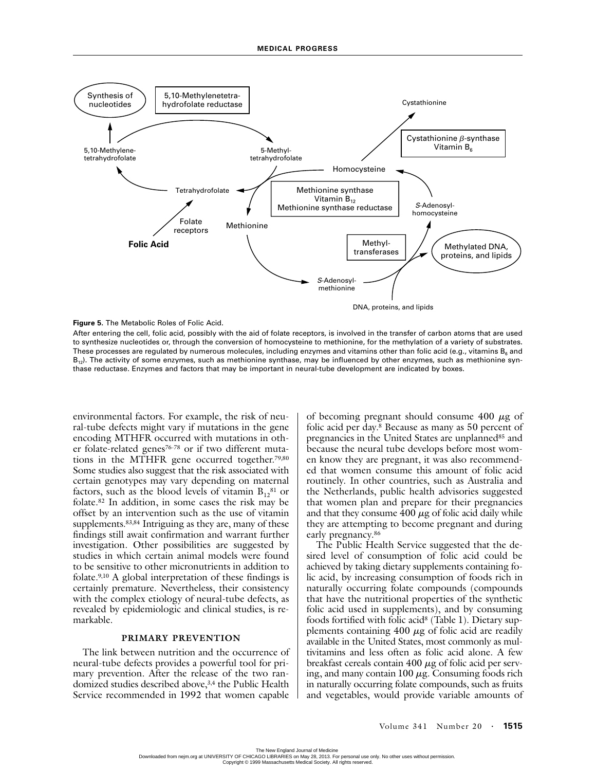**Figure 5.** The Metabolic Roles of Folic Acid.

After entering the cell, folic acid, possibly with the aid of folate receptors, is involved in the transfer of carbon atoms that are used to synthesize nucleotides or, through the conversion of homocysteine to methionine, for the methylation of a variety of substrates. These processes are regulated by numerous molecules, including enzymes and vitamins other than folic acid (e.g., vitamins $B_6$ and $B_{12}$). The activity of some enzymes, such as methionine synthase, may be influenced by other enzymes, such as methionine synthase reductase. Enzymes and factors that may be important in neural-tube development are indicated by boxes.

environmental factors. For example, the risk of neural-tube defects might vary if mutations in the gene encoding MTHFR occurred with mutations in other folate-related genes[76-78] or if two different mutations in the MTHFR gene occurred together.[79,80] Some studies also suggest that the risk associated with certain genotypes may vary depending on maternal factors, such as the blood levels of vitamin $B_{12}$[81] or folate.[82] In addition, in some cases the risk may be offset by an intervention such as the use of vitamin supplements.[83,84] Intriguing as they are, many of these findings still await confirmation and warrant further investigation. Other possibilities are suggested by studies in which certain animal models were found to be sensitive to other micronutrients in addition to folate.[9,10] A global interpretation of these findings is certainly premature. Nevertheless, their consistency with the complex etiology of neural-tube defects, as revealed by epidemiologic and clinical studies, is remarkable.

## PRIMARY PREVENTION

The link between nutrition and the occurrence of neural-tube defects provides a powerful tool for primary prevention. After the release of the two randomized studies described above,[3,4] the Public Health Service recommended in 1992 that women capable of becoming pregnant should consume 400 μg of folic acid per day.[8] Because as many as 50 percent of pregnancies in the United States are unplanned[85] and because the neural tube develops before most women know they are pregnant, it was also recommended that women consume this amount of folic acid routinely. In other countries, such as Australia and the Netherlands, public health advisories suggested that women plan and prepare for their pregnancies and that they consume 400 μg of folic acid daily while they are attempting to become pregnant and during early pregnancy.[86]

The Public Health Service suggested that the desired level of consumption of folic acid could be achieved by taking dietary supplements containing folic acid, by increasing consumption of foods rich in naturally occurring folate compounds (compounds that have the nutritional properties of the synthetic folic acid used in supplements), and by consuming foods fortified with folic acid[8] (Table 1). Dietary supplements containing 400 μg of folic acid are readily available in the United States, most commonly as multivitamins and less often as folic acid alone. A few breakfast cereals contain 400 μg of folic acid per serving, and many contain 100 μg. Consuming foods rich in naturally occurring folate compounds, such as fruits and vegetables, would provide variable amounts of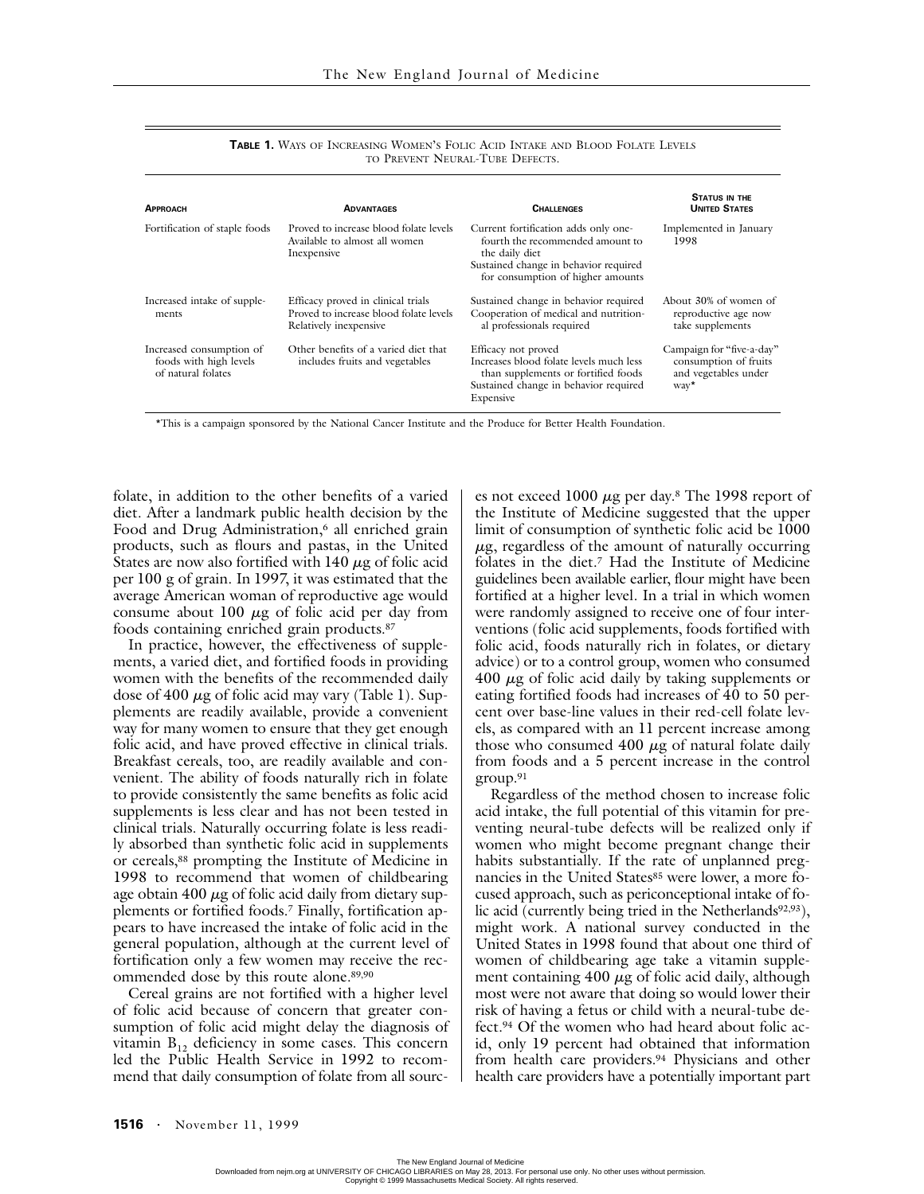**TABLE 1.** WAYS OF INCREASING WOMEN'S FOLIC ACID INTAKE AND BLOOD FOLATE LEVELS TO PREVENT NEURAL-TUBE DEFECTS.

| APPROACH | ADVANTAGES | CHALLENGES | STATUS IN THE UNITED STATES |
|---|---|---|---|
| Fortification of staple foods | Proved to increase blood folate levels<br>Available to almost all women<br>Inexpensive | Current fortification adds only one-fourth the recommended amount to the daily diet<br>Sustained change in behavior required for consumption of higher amounts | Implemented in January 1998 |
| Increased intake of supplements | Efficacy proved in clinical trials<br>Proved to increase blood folate levels<br>Relatively inexpensive | Sustained change in behavior required<br>Cooperation of medical and nutritional professionals required | About 30% of women of reproductive age now take supplements |
| Increased consumption of foods with high levels of natural folates | Other benefits of a varied diet that includes fruits and vegetables | Efficacy not proved<br>Increases blood folate levels much less than supplements or fortified foods<br>Sustained change in behavior required<br>Expensive | Campaign for "five-a-day" consumption of fruits and vegetables under way* |

*This is a campaign sponsored by the National Cancer Institute and the Produce for Better Health Foundation.

folate, in addition to the other benefits of a varied diet. After a landmark public health decision by the Food and Drug Administration,[6] all enriched grain products, such as flours and pastas, in the United States are now also fortified with 140 $\mu$g of folic acid per 100 g of grain. In 1997, it was estimated that the average American woman of reproductive age would consume about 100 $\mu$g of folic acid per day from foods containing enriched grain products.[87]

In practice, however, the effectiveness of supplements, a varied diet, and fortified foods in providing women with the benefits of the recommended daily dose of 400 $\mu$g of folic acid may vary (Table 1). Supplements are readily available, provide a convenient way for many women to ensure that they get enough folic acid, and have proved effective in clinical trials. Breakfast cereals, too, are readily available and convenient. The ability of foods naturally rich in folate to provide consistently the same benefits as folic acid supplements is less clear and has not been tested in clinical trials. Naturally occurring folate is less readily absorbed than synthetic folic acid in supplements or cereals,[88] prompting the Institute of Medicine in 1998 to recommend that women of childbearing age obtain 400 $\mu$g of folic acid daily from dietary supplements or fortified foods.[7] Finally, fortification appears to have increased the intake of folic acid in the general population, although at the current level of fortification only a few women may receive the recommended dose by this route alone.[89,90]

Cereal grains are not fortified with a higher level of folic acid because of concern that greater consumption of folic acid might delay the diagnosis of vitamin $B_{12}$ deficiency in some cases. This concern led the Public Health Service in 1992 to recommend that daily consumption of folate from all sources not exceed 1000 $\mu$g per day.[8] The 1998 report of the Institute of Medicine suggested that the upper limit of consumption of synthetic folic acid be 1000 $\mu$g, regardless of the amount of naturally occurring folates in the diet.[7] Had the Institute of Medicine guidelines been available earlier, flour might have been fortified at a higher level. In a trial in which women were randomly assigned to receive one of four interventions (folic acid supplements, foods fortified with folic acid, foods naturally rich in folates, or dietary advice) or to a control group, women who consumed 400 $\mu$g of folic acid daily by taking supplements or eating fortified foods had increases of 40 to 50 percent over base-line values in their red-cell folate levels, as compared with an 11 percent increase among those who consumed 400 $\mu$g of natural folate daily from foods and a 5 percent increase in the control group.[91]

Regardless of the method chosen to increase folic acid intake, the full potential of this vitamin for preventing neural-tube defects will be realized only if women who might become pregnant change their habits substantially. If the rate of unplanned pregnancies in the United States[85] were lower, a more focused approach, such as periconceptional intake of folic acid (currently being tried in the Netherlands[92,93]), might work. A national survey conducted in the United States in 1998 found that about one third of women of childbearing age take a vitamin supplement containing 400 $\mu$g of folic acid daily, although most were not aware that doing so would lower their risk of having a fetus or child with a neural-tube defect.[94] Of the women who had heard about folic acid, only 19 percent had obtained that information from health care providers.[94] Physicians and other health care providers have a potentially important part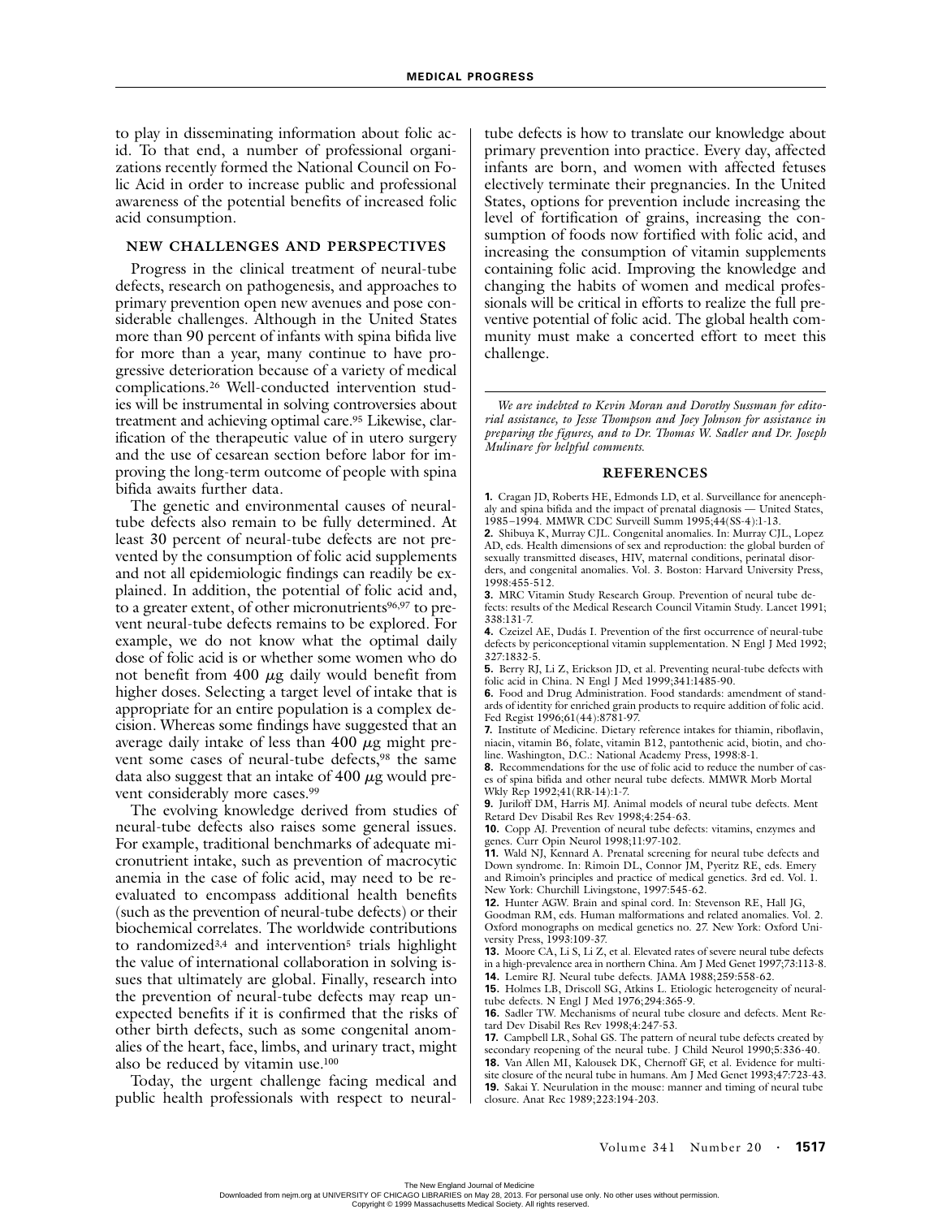to play in disseminating information about folic acid. To that end, a number of professional organizations recently formed the National Council on Folic Acid in order to increase public and professional awareness of the potential benefits of increased folic acid consumption.

## NEW CHALLENGES AND PERSPECTIVES

Progress in the clinical treatment of neural-tube defects, research on pathogenesis, and approaches to primary prevention open new avenues and pose considerable challenges. Although in the United States more than 90 percent of infants with spina bifida live for more than a year, many continue to have progressive deterioration because of a variety of medical complications.[26] Well-conducted intervention studies will be instrumental in solving controversies about treatment and achieving optimal care.[95] Likewise, clarification of the therapeutic value of in utero surgery and the use of cesarean section before labor for improving the long-term outcome of people with spina bifida awaits further data.

The genetic and environmental causes of neural-tube defects also remain to be fully determined. At least 30 percent of neural-tube defects are not prevented by the consumption of folic acid supplements and not all epidemiologic findings can readily be explained. In addition, the potential of folic acid and, to a greater extent, of other micronutrients[96,97] to prevent neural-tube defects remains to be explored. For example, we do not know what the optimal daily dose of folic acid is or whether some women who do not benefit from 400 μg daily would benefit from higher doses. Selecting a target level of intake that is appropriate for an entire population is a complex decision. Whereas some findings have suggested that an average daily intake of less than 400 μg might prevent some cases of neural-tube defects,[98] the same data also suggest that an intake of 400 μg would prevent considerably more cases.[99]

The evolving knowledge derived from studies of neural-tube defects also raises some general issues. For example, traditional benchmarks of adequate micronutrient intake, such as prevention of macrocytic anemia in the case of folic acid, may need to be reevaluated to encompass additional health benefits (such as the prevention of neural-tube defects) or their biochemical correlates. The worldwide contributions to randomized[3,4] and intervention[5] trials highlight the value of international collaboration in solving issues that ultimately are global. Finally, research into the prevention of neural-tube defects may reap unexpected benefits if it is confirmed that the risks of other birth defects, such as some congenital anomalies of the heart, face, limbs, and urinary tract, might also be reduced by vitamin use.[100]

Today, the urgent challenge facing medical and public health professionals with respect to neural-tube defects is how to translate our knowledge about primary prevention into practice. Every day, affected infants are born, and women with affected fetuses electively terminate their pregnancies. In the United States, options for prevention include increasing the level of fortification of grains, increasing the consumption of foods now fortified with folic acid, and increasing the consumption of vitamin supplements containing folic acid. Improving the knowledge and changing the habits of women and medical professionals will be critical in efforts to realize the full preventive potential of folic acid. The global health community must make a concerted effort to meet this challenge.

*We are indebted to Kevin Moran and Dorothy Sussman for editorial assistance, to Jesse Thompson and Joey Johnson for assistance in preparing the figures, and to Dr. Thomas W. Sadler and Dr. Joseph Mulinare for helpful comments.*

## REFERENCES

**1.** Cragan JD, Roberts HE, Edmonds LD, et al. Surveillance for anencephaly and spina bifida and the impact of prenatal diagnosis — United States, 1985–1994. MMWR CDC Surveill Summ 1995;44(SS-4):1-13.

**2.** Shibuya K, Murray CJL. Congenital anomalies. In: Murray CJL, Lopez AD, eds. Health dimensions of sex and reproduction: the global burden of sexually transmitted diseases, HIV, maternal conditions, perinatal disorders, and congenital anomalies. Vol. 3. Boston: Harvard University Press, 1998:455-512.

**3.** MRC Vitamin Study Research Group. Prevention of neural tube defects: results of the Medical Research Council Vitamin Study. Lancet 1991; 338:131-7.

**4.** Czeizel AE, Dudás I. Prevention of the first occurrence of neural-tube defects by periconceptional vitamin supplementation. N Engl J Med 1992; 327:1832-5.

**5.** Berry RJ, Li Z, Erickson JD, et al. Preventing neural-tube defects with folic acid in China. N Engl J Med 1999;341:1485-90.

**6.** Food and Drug Administration. Food standards: amendment of standards of identity for enriched grain products to require addition of folic acid. Fed Regist 1996;61(44):8781-97.

**7.** Institute of Medicine. Dietary reference intakes for thiamin, riboflavin, niacin, vitamin B6, folate, vitamin B12, pantothenic acid, biotin, and choline. Washington, D.C.: National Academy Press, 1998:8-1.

**8.** Recommendations for the use of folic acid to reduce the number of cases of spina bifida and other neural tube defects. MMWR Morb Mortal Wkly Rep 1992;41(RR-14):1-7.

**9.** Juriloff DM, Harris MJ. Animal models of neural tube defects. Ment Retard Dev Disabil Res Rev 1998;4:254-63.

**10.** Copp AJ. Prevention of neural tube defects: vitamins, enzymes and genes. Curr Opin Neurol 1998;11:97-102.

**11.** Wald NJ, Kennard A. Prenatal screening for neural tube defects and Down syndrome. In: Rimoin DL, Connor JM, Pyeritz RE, eds. Emery and Rimoin's principles and practice of medical genetics. 3rd ed. Vol. 1. New York: Churchill Livingstone, 1997:545-62.

**12.** Hunter AGW. Brain and spinal cord. In: Stevenson RE, Hall JG, Goodman RM, eds. Human malformations and related anomalies. Vol. 2. Oxford monographs on medical genetics no. 27. New York: Oxford University Press, 1993:109-37.

**13.** Moore CA, Li S, Li Z, et al. Elevated rates of severe neural tube defects in a high-prevalence area in northern China. Am J Med Genet 1997;73:113-8.

**14.** Lemire RJ. Neural tube defects. JAMA 1988;259:558-62.

**15.** Holmes LB, Driscoll SG, Atkins L. Etiologic heterogeneity of neural-tube defects. N Engl J Med 1976;294:365-9.

**16.** Sadler TW. Mechanisms of neural tube closure and defects. Ment Retard Dev Disabil Res Rev 1998;4:247-53.

**17.** Campbell LR, Sohal GS. The pattern of neural tube defects created by secondary reopening of the neural tube. J Child Neurol 1990;5:336-40.

**18.** Van Allen MI, Kalousek DK, Chernoff GF, et al. Evidence for multi-site closure of the neural tube in humans. Am J Med Genet 1993;47:723-43.

**19.** Sakai Y. Neurulation in the mouse: manner and timing of neural tube closure. Anat Rec 1989;223:194-203.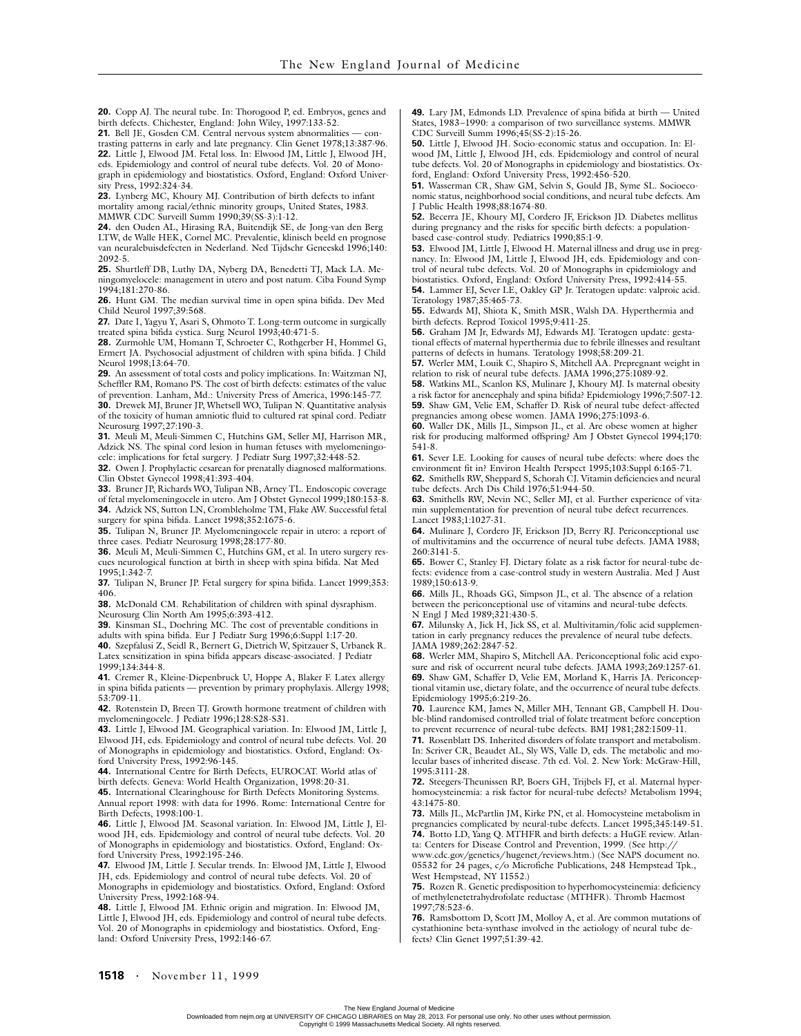20. Copp AJ. The neural tube. In: Thorogood P, ed. Embryos, genes and birth defects. Chichester, England: John Wiley, 1997:133-52.

21. Bell JE, Gosden CM. Central nervous system abnormalities — contrasting patterns in early and late pregnancy. Clin Genet 1978;13:387-96.

22. Little J, Elwood JM. Fetal loss. In: Elwood JM, Little J, Elwood JH, eds. Epidemiology and control of neural tube defects. Vol. 20 of Monograph in epidemiology and biostatistics. Oxford, England: Oxford University Press, 1992:324-34.

23. Lynberg MC, Khoury MJ. Contribution of birth defects to infant mortality among racial/ethnic minority groups, United States, 1983. MMWR CDC Surveill Summ 1990;39(SS-3):1-12.

24. den Ouden AL, Hirasing RA, Buitendijk SE, de Jong-van den Berg LTW, de Walle HEK, Cornel MC. Prevalentie, klinisch beeld en prognose van neuralebuisdefecten in Nederland. Ned Tijdschr Geneeskd 1996;140:2092-5.

25. Shurtleff DB, Luthy DA, Nyberg DA, Benedetti TJ, Mack LA. Meningomyelocele: management in utero and post natum. Ciba Found Symp 1994;181:270-86.

26. Hunt GM. The median survival time in open spina bifida. Dev Med Child Neurol 1997;39:568.

27. Date I, Yagyu Y, Asari S, Ohmoto T. Long-term outcome in surgically treated spina bifida cystica. Surg Neurol 1993;40:471-5.

28. Zurmohle UM, Homann T, Schroeter C, Rothgerber H, Hommel G, Ermert JA. Psychosocial adjustment of children with spina bifida. J Child Neurol 1998;13:64-70.

29. An assessment of total costs and policy implications. In: Waitzman NJ, Scheffler RM, Romano PS. The cost of birth defects: estimates of the value of prevention. Lanham, Md.: University Press of America, 1996:145-77.

30. Drewek MJ, Bruner JP, Whetsell WO, Tulipan N. Quantitative analysis of the toxicity of human amniotic fluid to cultured rat spinal cord. Pediatr Neurosurg 1997;27:190-3.

31. Meuli M, Meuli-Simmen C, Hutchins GM, Seller MJ, Harrison MR, Adzick NS. The spinal cord lesion in human fetuses with myelomeningocele: implications for fetal surgery. J Pediatr Surg 1997;32:448-52.

32. Owen J. Prophylactic cesarean for prenatally diagnosed malformations. Clin Obstet Gynecol 1998;41:393-404.

33. Bruner JP, Richards WO, Tulipan NB, Arney TL. Endoscopic coverage of fetal myelomeningocele in utero. Am J Obstet Gynecol 1999;180:153-8.

34. Adzick NS, Sutton LN, Crombleholme TM, Flake AW. Successful fetal surgery for spina bifida. Lancet 1998;352:1675-6.

35. Tulipan N, Bruner JP. Myelomeningocele repair in utero: a report of three cases. Pediatr Neurosurg 1998;28:177-80.

36. Meuli M, Meuli-Simmen C, Hutchins GM, et al. In utero surgery rescues neurological function at birth in sheep with spina bifida. Nat Med 1995;1:342-7.

37. Tulipan N, Bruner JP. Fetal surgery for spina bifida. Lancet 1999;353:406.

38. McDonald CM. Rehabilitation of children with spinal dysraphism. Neurosurg Clin North Am 1995;6:393-412.

39. Kinsman SL, Doehring MC. The cost of preventable conditions in adults with spina bifida. Eur J Pediatr Surg 1996;6:Suppl 1:17-20.

40. Szepfalusi Z, Seidl R, Bernert G, Dietrich W, Spitzauer S, Urbanek R. Latex sensitization in spina bifida appears disease-associated. J Pediatr 1999;134:344-8.

41. Cremer R, Kleine-Diepenbruck U, Hoppe A, Blaker F. Latex allergy in spina bifida patients — prevention by primary prophylaxis. Allergy 1998;53:709-11.

42. Rotenstein D, Breen TJ. Growth hormone treatment of children with myelomeningocele. J Pediatr 1996;128:S28-S31.

43. Little J, Elwood JM. Geographical variation. In: Elwood JM, Little J, Elwood JH, eds. Epidemiology and control of neural tube defects. Vol. 20 of Monographs in epidemiology and biostatistics. Oxford, England: Oxford University Press, 1992:96-145.

44. International Centre for Birth Defects, EUROCAT. World atlas of birth defects. Geneva: World Health Organization, 1998:20-31.

45. International Clearinghouse for Birth Defects Monitoring Systems. Annual report 1998: with data for 1996. Rome: International Centre for Birth Defects, 1998:100-1.

46. Little J, Elwood JM. Seasonal variation. In: Elwood JM, Little J, Elwood JH, eds. Epidemiology and control of neural tube defects. Vol. 20 of Monographs in epidemiology and biostatistics. Oxford, England: Oxford University Press, 1992:195-246.

47. Elwood JM, Little J. Secular trends. In: Elwood JM, Little J, Elwood JH, eds. Epidemiology and control of neural tube defects. Vol. 20 of Monographs in epidemiology and biostatistics. Oxford, England: Oxford University Press, 1992:168-94.

48. Little J, Elwood JM. Ethnic origin and migration. In: Elwood JM, Little J, Elwood JH, eds. Epidemiology and control of neural tube defects. Vol. 20 of Monographs in epidemiology and biostatistics. Oxford, England: Oxford University Press, 1992:146-67.

49. Lary JM, Edmonds LD. Prevalence of spina bifida at birth — United States, 1983–1990: a comparison of two surveillance systems. MMWR CDC Surveill Summ 1996;45(SS-2):15-26.

50. Little J, Elwood JH. Socio-economic status and occupation. In: Elwood JM, Little J, Elwood JH, eds. Epidemiology and control of neural tube defects. Vol. 20 of Monographs in epidemiology and biostatistics. Oxford, England: Oxford University Press, 1992:456-520.

51. Wasserman CR, Shaw GM, Selvin S, Gould JB, Syme SL. Socioeconomic status, neighborhood social conditions, and neural tube defects. Am J Public Health 1998;88:1674-80.

52. Becerra JE, Khoury MJ, Cordero JF, Erickson JD. Diabetes mellitus during pregnancy and the risks for specific birth defects: a population-based case-control study. Pediatrics 1990;85:1-9.

53. Elwood JM, Little J, Elwood H. Maternal illness and drug use in pregnancy. In: Elwood JM, Little J, Elwood JH, eds. Epidemiology and control of neural tube defects. Vol. 20 of Monographs in epidemiology and biostatistics. Oxford, England: Oxford University Press, 1992:414-55.

54. Lammer EJ, Sever LE, Oakley GP Jr. Teratogen update: valproic acid. Teratology 1987;35:465-73.

55. Edwards MJ, Shiota K, Smith MSR, Walsh DA. Hyperthermia and birth defects. Reprod Toxicol 1995;9:411-25.

56. Graham JM Jr, Edwards MJ, Edwards MJ. Teratogen update: gestational effects of maternal hyperthermia due to febrile illnesses and resultant patterns of defects in humans. Teratology 1998;58:209-21.

57. Werler MM, Louik C, Shapiro S, Mitchell AA. Prepregnant weight in relation to risk of neural tube defects. JAMA 1996;275:1089-92.

58. Watkins ML, Scanlon KS, Mulinare J, Khoury MJ. Is maternal obesity a risk factor for anencephaly and spina bifida? Epidemiology 1996;7:507-12.

59. Shaw GM, Velie EM, Schaffer D. Risk of neural tube defect-affected pregnancies among obese women. JAMA 1996;275:1093-6.

60. Waller DK, Mills JL, Simpson JL, et al. Are obese women at higher risk for producing malformed offspring? Am J Obstet Gynecol 1994;170:541-8.

61. Sever LE. Looking for causes of neural tube defects: where does the environment fit in? Environ Health Perspect 1995;103:Suppl 6:165-71.

62. Smithells RW, Sheppard S, Schorah CJ. Vitamin deficiencies and neural tube defects. Arch Dis Child 1976;51:944-50.

63. Smithells RW, Nevin NC, Seller MJ, et al. Further experience of vitamin supplementation for prevention of neural tube defect recurrences. Lancet 1983;1:1027-31.

64. Mulinare J, Cordero JF, Erickson JD, Berry RJ. Periconceptional use of multivitamins and the occurrence of neural tube defects. JAMA 1988;260:3141-5.

65. Bower C, Stanley FJ. Dietary folate as a risk factor for neural-tube defects: evidence from a case-control study in western Australia. Med J Aust 1989;150:613-9.

66. Mills JL, Rhoads GG, Simpson JL, et al. The absence of a relation between the periconceptional use of vitamins and neural-tube defects. N Engl J Med 1989;321:430-5.

67. Milunsky A, Jick H, Jick SS, et al. Multivitamin/folic acid supplementation in early pregnancy reduces the prevalence of neural tube defects. JAMA 1989;262:2847-52.

68. Werler MM, Shapiro S, Mitchell AA. Periconceptional folic acid exposure and risk of occurrent neural tube defects. JAMA 1993;269:1257-61.

69. Shaw GM, Schaffer D, Velie EM, Morland K, Harris JA. Periconceptional vitamin use, dietary folate, and the occurrence of neural tube defects. Epidemiology 1995;6:219-26.

70. Laurence KM, James N, Miller MH, Tennant GB, Campbell H. Double-blind randomised controlled trial of folate treatment before conception to prevent recurrence of neural-tube defects. BMJ 1981;282:1509-11.

71. Rosenblatt DS. Inherited disorders of folate transport and metabolism. In: Scriver CR, Beaudet AL, Sly WS, Valle D, eds. The metabolic and molecular bases of inherited disease. 7th ed. Vol. 2. New York: McGraw-Hill, 1995:3111-28.

72. Steegers-Theunissen RP, Boers GH, Trijbels FJ, et al. Maternal hyperhomocysteinemia: a risk factor for neural-tube defects? Metabolism 1994;43:1475-80.

73. Mills JL, McPartlin JM, Kirke PN, et al. Homocysteine metabolism in pregnancies complicated by neural-tube defects. Lancet 1995;345:149-51.

74. Botto LD, Yang Q. MTHFR and birth defects: a HuGE review. Atlanta: Centers for Disease Control and Prevention, 1999. (See http://www.cdc.gov/genetics/hugenet/reviews.htm.) (See NAPS document no. 05532 for 24 pages, c/o Microfiche Publications, 248 Hempstead Tpk., West Hempstead, NY 11552.)

75. Rozen R. Genetic predisposition to hyperhomocysteinemia: deficiency of methylenetetrahydrofolate reductase (MTHFR). Thromb Haemost 1997;78:523-6.

76. Ramsbottom D, Scott JM, Molloy A, et al. Are common mutations of cystathionine beta-synthase involved in the aetiology of neural tube defects? Clin Genet 1997;51:39-42.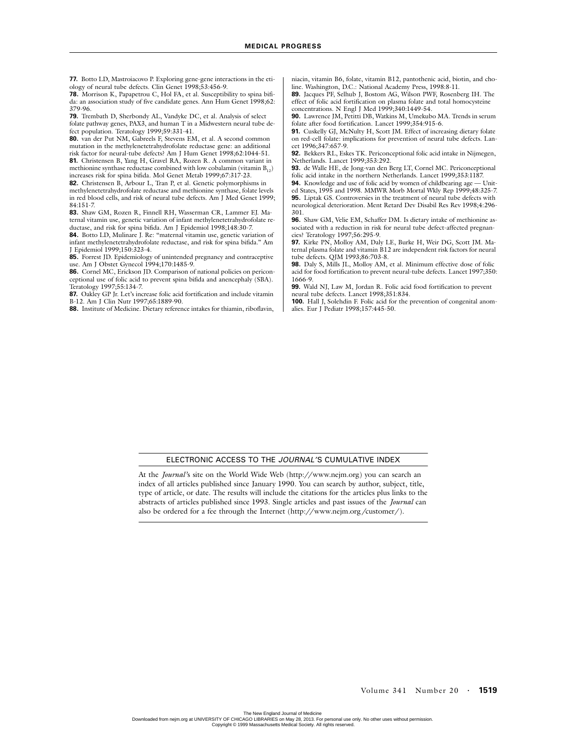**77.** Botto LD, Mastroiacovo P. Exploring gene-gene interactions in the etiology of neural tube defects. Clin Genet 1998;53:456-9.

**78.** Morrison K, Papapetrou C, Hol FA, et al. Susceptibility to spina bifida: an association study of five candidate genes. Ann Hum Genet 1998;62:379-96.

**79.** Trembath D, Sherbondy AL, Vandyke DC, et al. Analysis of select folate pathway genes, PAX3, and human T in a Midwestern neural tube defect population. Teratology 1999;59:331-41.

**80.** van der Put NM, Gabreels F, Stevens EM, et al. A second common mutation in the methylenetetrahydrofolate reductase gene: an additional risk factor for neural-tube defects? Am J Hum Genet 1998;62:1044-51.

**81.** Christensen B, Yang H, Gravel RA, Rozen R. A common variant in methionine synthase reductase combined with low cobalamin (vitamin $B_{12}$) increases risk for spina bifida. Mol Genet Metab 1999;67:317-23.

**82.** Christensen B, Arbour L, Tran P, et al. Genetic polymorphisms in methylenetetrahydrofolate reductase and methionine synthase, folate levels in red blood cells, and risk of neural tube defects. Am J Med Genet 1999;84:151-7.

**83.** Shaw GM, Rozen R, Finnell RH, Wasserman CR, Lammer EJ. Maternal vitamin use, genetic variation of infant methylenetetrahydrofolate reductase, and risk for spina bifida. Am J Epidemiol 1998;148:30-7.

**84.** Botto LD, Mulinare J. Re: "maternal vitamin use, genetic variation of infant methylenetetrahydrofolate reductase, and risk for spina bifida." Am J Epidemiol 1999;150:323-4.

**85.** Forrest JD. Epidemiology of unintended pregnancy and contraceptive use. Am J Obstet Gynecol 1994;170:1485-9.

**86.** Cornel MC, Erickson JD. Comparison of national policies on periconceptional use of folic acid to prevent spina bifida and anencephaly (SBA). Teratology 1997;55:134-7.

**87.** Oakley GP Jr. Let's increase folic acid fortification and include vitamin B-12. Am J Clin Nutr 1997;65:1889-90.

**88.** Institute of Medicine. Dietary reference intakes for thiamin, riboflavin, niacin, vitamin B6, folate, vitamin B12, pantothenic acid, biotin, and choline. Washington, D.C.: National Academy Press, 1998:8-11.

**89.** Jacques PF, Selhub J, Bostom AG, Wilson PWF, Rosenberg IH. The effect of folic acid fortification on plasma folate and total homocysteine concentrations. N Engl J Med 1999;340:1449-54.

**90.** Lawrence JM, Petitti DB, Watkins M, Umekubo MA. Trends in serum folate after food fortification. Lancet 1999;354:915-6.

**91.** Cuskelly GJ, McNulty H, Scott JM. Effect of increasing dietary folate on red-cell folate: implications for prevention of neural tube defects. Lancet 1996;347:657-9.

**92.** Bekkers RL, Eskes TK. Periconceptional folic acid intake in Nijmegen, Netherlands. Lancet 1999;353:292.

**93.** de Walle HE, de Jong-van den Berg LT, Cornel MC. Periconceptional folic acid intake in the northern Netherlands. Lancet 1999;353:1187.

**94.** Knowledge and use of folic acid by women of childbearing age — United States, 1995 and 1998. MMWR Morb Mortal Wkly Rep 1999;48:325-7.

**95.** Liptak GS. Controversies in the treatment of neural tube defects with neurological deterioration. Ment Retard Dev Disabil Res Rev 1998;4:296-301.

**96.** Shaw GM, Velie EM, Schaffer DM. Is dietary intake of methionine associated with a reduction in risk for neural tube defect-affected pregnancies? Teratology 1997;56:295-9.

**97.** Kirke PN, Molloy AM, Daly LE, Burke H, Weir DG, Scott JM. Maternal plasma folate and vitamin B12 are independent risk factors for neural tube defects. QJM 1993;86:703-8.

**98.** Daly S, Mills JL, Molloy AM, et al. Minimum effective dose of folic acid for food fortification to prevent neural-tube defects. Lancet 1997;350:1666-9.

**99.** Wald NJ, Law M, Jordan R. Folic acid food fortification to prevent neural tube defects. Lancet 1998;351:834.

**100.** Hall J, Solehdin F. Folic acid for the prevention of congenital anomalies. Eur J Pediatr 1998;157:445-50.

---

ELECTRONIC ACCESS TO THE *JOURNAL'S* CUMULATIVE INDEX

At the *Journal's* site on the World Wide Web (http://www.nejm.org) you can search an index of all articles published since January 1990. You can search by author, subject, title, type of article, or date. The results will include the citations for the articles plus links to the abstracts of articles published since 1993. Single articles and past issues of the *Journal* can also be ordered for a fee through the Internet (http://www.nejm.org/customer/).

---